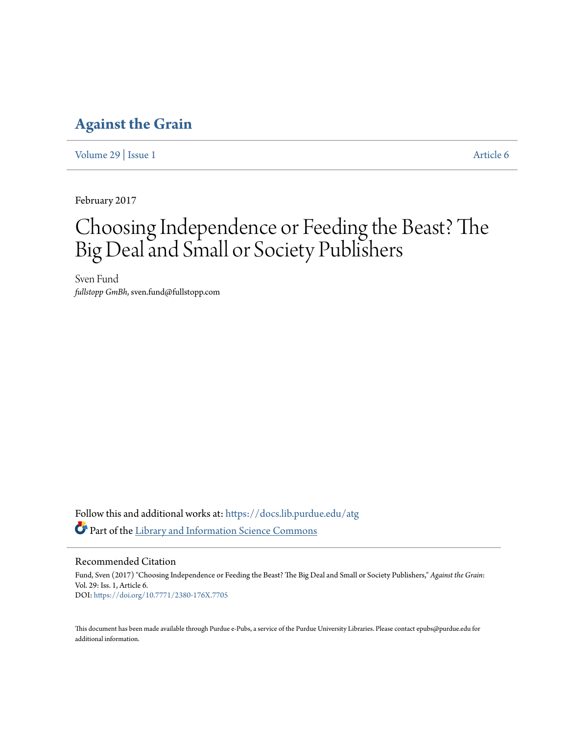# Against the Grain

Volume 29 | Issue 1 Article 6

February 2017

# Choosing Independence or Feeding the Beast? The Big Deal and Small or Society Publishers

Sven Fund
*fullstopp GmBh*, sven.fund@fullstopp.com

Follow this and additional works at: https://docs.lib.purdue.edu/atg

Part of the Library and Information Science Commons

## Recommended Citation

Fund, Sven (2017) "Choosing Independence or Feeding the Beast? The Big Deal and Small or Society Publishers," *Against the Grain*: Vol. 29: Iss. 1, Article 6.
DOI: https://doi.org/10.7771/2380-176X.7705

This document has been made available through Purdue e-Pubs, a service of the Purdue University Libraries. Please contact epubs@purdue.edu for additional information.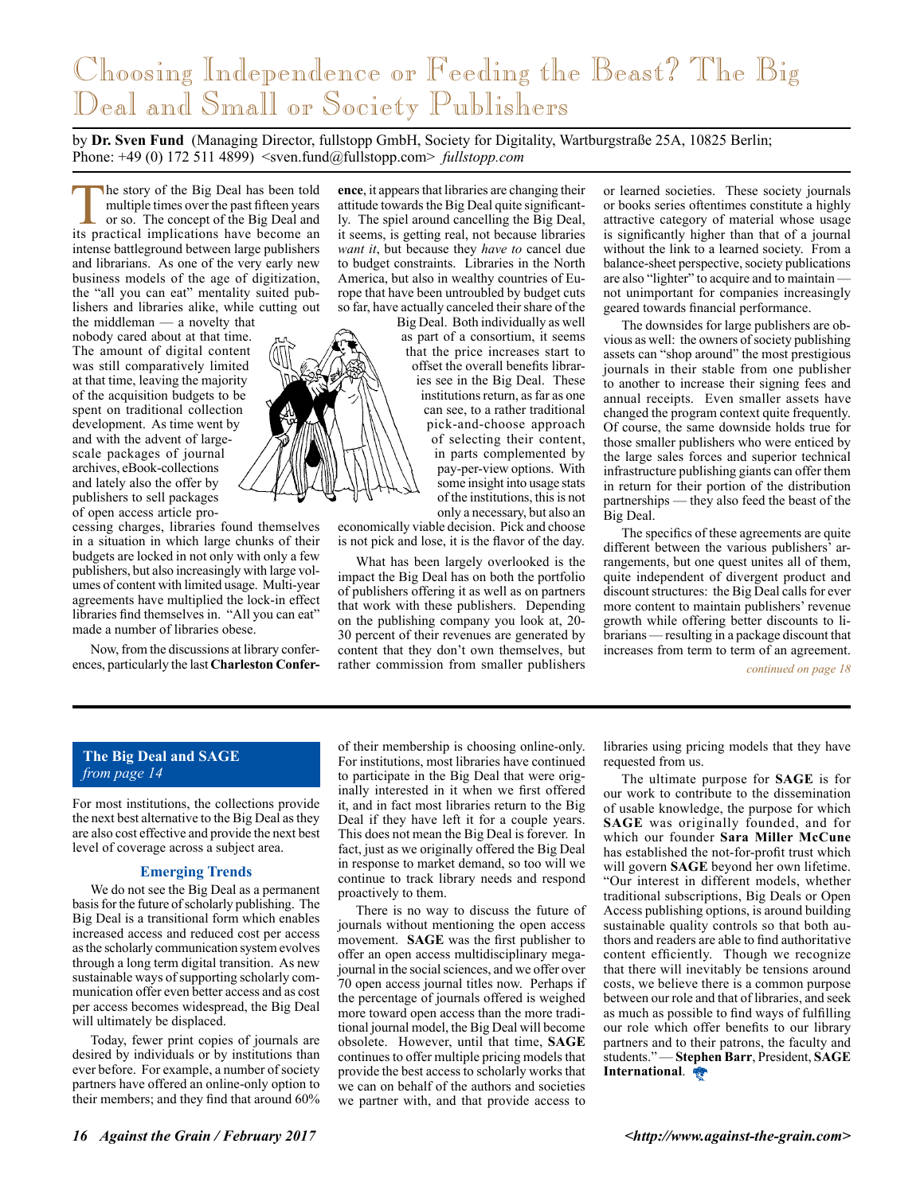# Choosing Independence or Feeding the Beast? The Big Deal and Small or Society Publishers

by **Dr. Sven Fund** (Managing Director, fullstopp GmbH, Society for Digitality, Wartburgstraße 25A, 10825 Berlin; Phone: +49 (0) 172 511 4899) <sven.fund@fullstopp.com> *fullstopp.com*

The story of the Big Deal has been told multiple times over the past fifteen years or so. The concept of the Big Deal and its practical implications have become an intense battleground between large publishers and librarians. As one of the very early new business models of the age of digitization, the "all you can eat" mentality suited publishers and libraries alike, while cutting out the middleman — a novelty that nobody cared about at that time. The amount of digital content was still comparatively limited at that time, leaving the majority of the acquisition budgets to be spent on traditional collection development. As time went by and with the advent of large-scale packages of journal archives, eBook-collections and lately also the offer by publishers to sell packages of open access article processing charges, libraries found themselves in a situation in which large chunks of their budgets are locked in not only with only a few publishers, but also increasingly with large volumes of content with limited usage. Multi-year agreements have multiplied the lock-in effect libraries find themselves in. "All you can eat" made a number of libraries obese.

Now, from the discussions at library conferences, particularly the last **Charleston Conference**, it appears that libraries are changing their attitude towards the Big Deal quite significantly. The spiel around cancelling the Big Deal, it seems, is getting real, not because libraries *want it*, but because they *have to* cancel due to budget constraints. Libraries in the North America, but also in wealthy countries of Europe that have been untroubled by budget cuts so far, have actually canceled their share of the Big Deal. Both individually as well as part of a consortium, it seems that the price increases start to offset the overall benefits libraries see in the Big Deal. These institutions return, as far as one can see, to a rather traditional pick-and-choose approach of selecting their content, in parts complemented by pay-per-view options. With some insight into usage stats of the institutions, this is not only a necessary, but also an economically viable decision. Pick and choose is not pick and lose, it is the flavor of the day.

What has been largely overlooked is the impact the Big Deal has on both the portfolio of publishers offering it as well as on partners that work with these publishers. Depending on the publishing company you look at, 20-30 percent of their revenues are generated by content that they don't own themselves, but rather commission from smaller publishers or learned societies. These society journals or books series oftentimes constitute a highly attractive category of material whose usage is significantly higher than that of a journal without the link to a learned society. From a balance-sheet perspective, society publications are also "lighter" to acquire and to maintain — not unimportant for companies increasingly geared towards financial performance.

The downsides for large publishers are obvious as well: the owners of society publishing assets can "shop around" the most prestigious journals in their stable from one publisher to another to increase their signing fees and annual receipts. Even smaller assets have changed the program context quite frequently. Of course, the same downside holds true for those smaller publishers who were enticed by the large sales forces and superior technical infrastructure publishing giants can offer them in return for their portion of the distribution partnerships — they also feed the beast of the Big Deal.

The specifics of these agreements are quite different between the various publishers' arrangements, but one quest unites all of them, quite independent of divergent product and discount structures: the Big Deal calls for ever more content to maintain publishers' revenue growth while offering better discounts to librarians — resulting in a package discount that increases from term to term of an agreement.

*continued on page 18*

---

### The Big Deal and SAGE
*from page 14*

For most institutions, the collections provide the next best alternative to the Big Deal as they are also cost effective and provide the next best level of coverage across a subject area.

#### Emerging Trends

We do not see the Big Deal as a permanent basis for the future of scholarly publishing. The Big Deal is a transitional form which enables increased access and reduced cost per access as the scholarly communication system evolves through a long term digital transition. As new sustainable ways of supporting scholarly communication offer even better access and as cost per access becomes widespread, the Big Deal will ultimately be displaced.

Today, fewer print copies of journals are desired by individuals or by institutions than ever before. For example, a number of society partners have offered an online-only option to their members; and they find that around 60% of their membership is choosing online-only. For institutions, most libraries have continued to participate in the Big Deal that were originally interested in it when we first offered it, and in fact most libraries return to the Big Deal if they have left it for a couple years. This does not mean the Big Deal is forever. In fact, just as we originally offered the Big Deal in response to market demand, so too will we continue to track library needs and respond proactively to them.

There is no way to discuss the future of journals without mentioning the open access movement. **SAGE** was the first publisher to offer an open access multidisciplinary mega-journal in the social sciences, and we offer over 70 open access journal titles now. Perhaps if the percentage of journals offered is weighed more toward open access than the more traditional journal model, the Big Deal will become obsolete. However, until that time, **SAGE** continues to offer multiple pricing models that provide the best access to scholarly works that we can on behalf of the authors and societies we partner with, and that provide access to libraries using pricing models that they have requested from us.

The ultimate purpose for **SAGE** is for our work to contribute to the dissemination of usable knowledge, the purpose for which **SAGE** was originally founded, and for which our founder **Sara Miller McCune** has established the not-for-profit trust which will govern **SAGE** beyond her own lifetime. "Our interest in different models, whether traditional subscriptions, Big Deals or Open Access publishing options, is around building sustainable quality controls so that both authors and readers are able to find authoritative content efficiently. Though we recognize that there will inevitably be tensions around costs, we believe there is a common purpose between our role and that of libraries, and seek as much as possible to find ways of fulfilling our role which offer benefits to our library partners and to their patrons, the faculty and students." — **Stephen Barr**, President, **SAGE International**.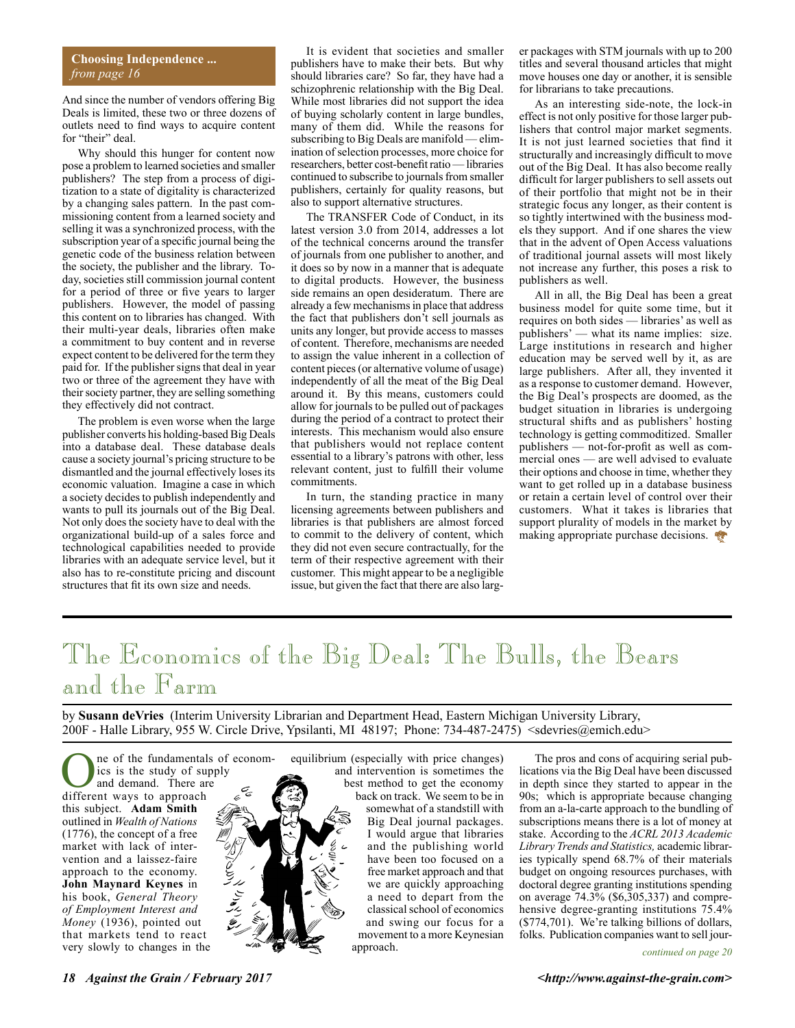**Choosing Independence ...**
*from page 16*

And since the number of vendors offering Big Deals is limited, these two or three dozens of outlets need to find ways to acquire content for "their" deal.

Why should this hunger for content now pose a problem to learned societies and smaller publishers? The step from a process of digitization to a state of digitality is characterized by a changing sales pattern. In the past commissioning content from a learned society and selling it was a synchronized process, with the subscription year of a specific journal being the genetic code of the business relation between the society, the publisher and the library. Today, societies still commission journal content for a period of three or five years to larger publishers. However, the model of passing this content on to libraries has changed. With their multi-year deals, libraries often make a commitment to buy content and in reverse expect content to be delivered for the term they paid for. If the publisher signs that deal in year two or three of the agreement they have with their society partner, they are selling something they effectively did not contract.

The problem is even worse when the large publisher converts his holding-based Big Deals into a database deal. These database deals cause a society journal's pricing structure to be dismantled and the journal effectively loses its economic valuation. Imagine a case in which a society decides to publish independently and wants to pull its journals out of the Big Deal. Not only does the society have to deal with the organizational build-up of a sales force and technological capabilities needed to provide libraries with an adequate service level, but it also has to re-constitute pricing and discount structures that fit its own size and needs.

It is evident that societies and smaller publishers have to make their bets. But why should libraries care? So far, they have had a schizophrenic relationship with the Big Deal. While most libraries did not support the idea of buying scholarly content in large bundles, many of them did. While the reasons for subscribing to Big Deals are manifold — elimination of selection processes, more choice for researchers, better cost-benefit ratio — libraries continued to subscribe to journals from smaller publishers, certainly for quality reasons, but also to support alternative structures.

The TRANSFER Code of Conduct, in its latest version 3.0 from 2014, addresses a lot of the technical concerns around the transfer of journals from one publisher to another, and it does so by now in a manner that is adequate to digital products. However, the business side remains an open desideratum. There are already a few mechanisms in place that address the fact that publishers don't sell journals as units any longer, but provide access to masses of content. Therefore, mechanisms are needed to assign the value inherent in a collection of content pieces (or alternative volume of usage) independently of all the meat of the Big Deal around it. By this means, customers could allow for journals to be pulled out of packages during the period of a contract to protect their interests. This mechanism would also ensure that publishers would not replace content essential to a library's patrons with other, less relevant content, just to fulfill their volume commitments.

In turn, the standing practice in many licensing agreements between publishers and libraries is that publishers are almost forced to commit to the delivery of content, which they did not even secure contractually, for the term of their respective agreement with their customer. This might appear to be a negligible issue, but given the fact that there are also larger packages with STM journals with up to 200 titles and several thousand articles that might move houses one day or another, it is sensible for librarians to take precautions.

As an interesting side-note, the lock-in effect is not only positive for those larger publishers that control major market segments. It is not just learned societies that find it structurally and increasingly difficult to move out of the Big Deal. It has also become really difficult for larger publishers to sell assets out of their portfolio that might not be in their strategic focus any longer, as their content is so tightly intertwined with the business models they support. And if one shares the view that in the advent of Open Access valuations of traditional journal assets will most likely not increase any further, this poses a risk to publishers as well.

All in all, the Big Deal has been a great business model for quite some time, but it requires on both sides — libraries' as well as publishers' — what its name implies: size. Large institutions in research and higher education may be served well by it, as are large publishers. After all, they invented it as a response to customer demand. However, the Big Deal's prospects are doomed, as the budget situation in libraries is undergoing structural shifts and as publishers' hosting technology is getting commoditized. Smaller publishers — not-for-profit as well as commercial ones — are well advised to evaluate their options and choose in time, whether they want to get rolled up in a database business or retain a certain level of control over their customers. What it takes is libraries that support plurality of models in the market by making appropriate purchase decisions.

# The Economics of the Big Deal: The Bulls, the Bears and the Farm

by **Susann deVries** (Interim University Librarian and Department Head, Eastern Michigan University Library, 200F - Halle Library, 955 W. Circle Drive, Ypsilanti, MI 48197; Phone: 734-487-2475) <sdevries@emich.edu>

One of the fundamentals of economics is the study of supply and demand. There are different ways to approach this subject. **Adam Smith** outlined in *Wealth of Nations* (1776), the concept of a free market with lack of intervention and a laissez-faire approach to the economy. **John Maynard Keynes** in his book, *General Theory of Employment Interest and Money* (1936), pointed out that markets tend to react very slowly to changes in the equilibrium (especially with price changes) and intervention is sometimes the best method to get the economy back on track. We seem to be in somewhat of a standstill with Big Deal journal packages. I would argue that libraries and the publishing world have been too focused on a free market approach and that we are quickly approaching a need to depart from the classical school of economics and swing our focus for a movement to a more Keynesian approach.

The pros and cons of acquiring serial publications via the Big Deal have been discussed in depth since they started to appear in the 90s; which is appropriate because changing from an a-la-carte approach to the bundling of subscriptions means there is a lot of money at stake. According to the *ACRL 2013 Academic Library Trends and Statistics,* academic libraries typically spend 68.7% of their materials budget on ongoing resources purchases, with doctoral degree granting institutions spending on average 74.3% ($6,305,337) and comprehensive degree-granting institutions 75.4% ($774,701). We're talking billions of dollars, folks. Publication companies want to sell jour-

*continued on page 20*